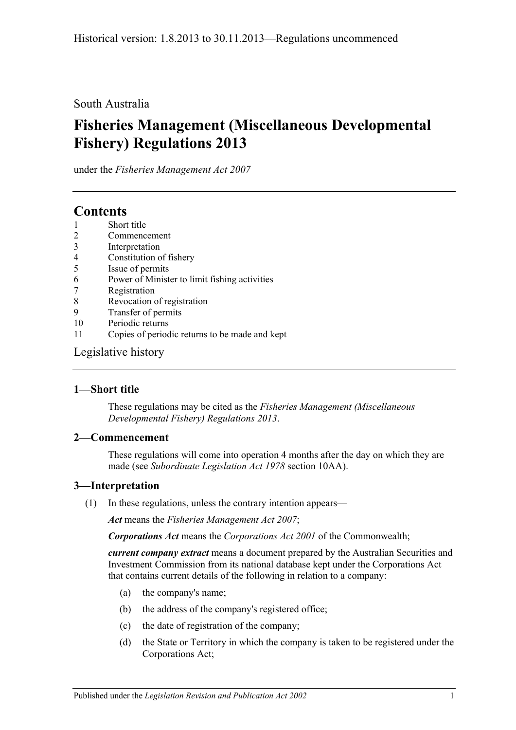South Australia

# Fisheries Management (Miscellaneous Developmental Fishery) Regulations 2013

under the *Fisheries Management Act 2007*

## Contents

1 Short title
2 Commencement
3 Interpretation
4 Constitution of fishery
5 Issue of permits
6 Power of Minister to limit fishing activities
7 Registration
8 Revocation of registration
9 Transfer of permits
10 Periodic returns
11 Copies of periodic returns to be made and kept

Legislative history

### 1—Short title

These regulations may be cited as the *Fisheries Management (Miscellaneous Developmental Fishery) Regulations 2013*.

### 2—Commencement

These regulations will come into operation 4 months after the day on which they are made (see *Subordinate Legislation Act 1978* section 10AA).

### 3—Interpretation

(1) In these regulations, unless the contrary intention appears—

***Act*** means the *Fisheries Management Act 2007*;

***Corporations Act*** means the *Corporations Act 2001* of the Commonwealth;

***current company extract*** means a document prepared by the Australian Securities and Investment Commission from its national database kept under the Corporations Act that contains current details of the following in relation to a company:

(a) the company's name;

(b) the address of the company's registered office;

(c) the date of registration of the company;

(d) the State or Territory in which the company is taken to be registered under the Corporations Act;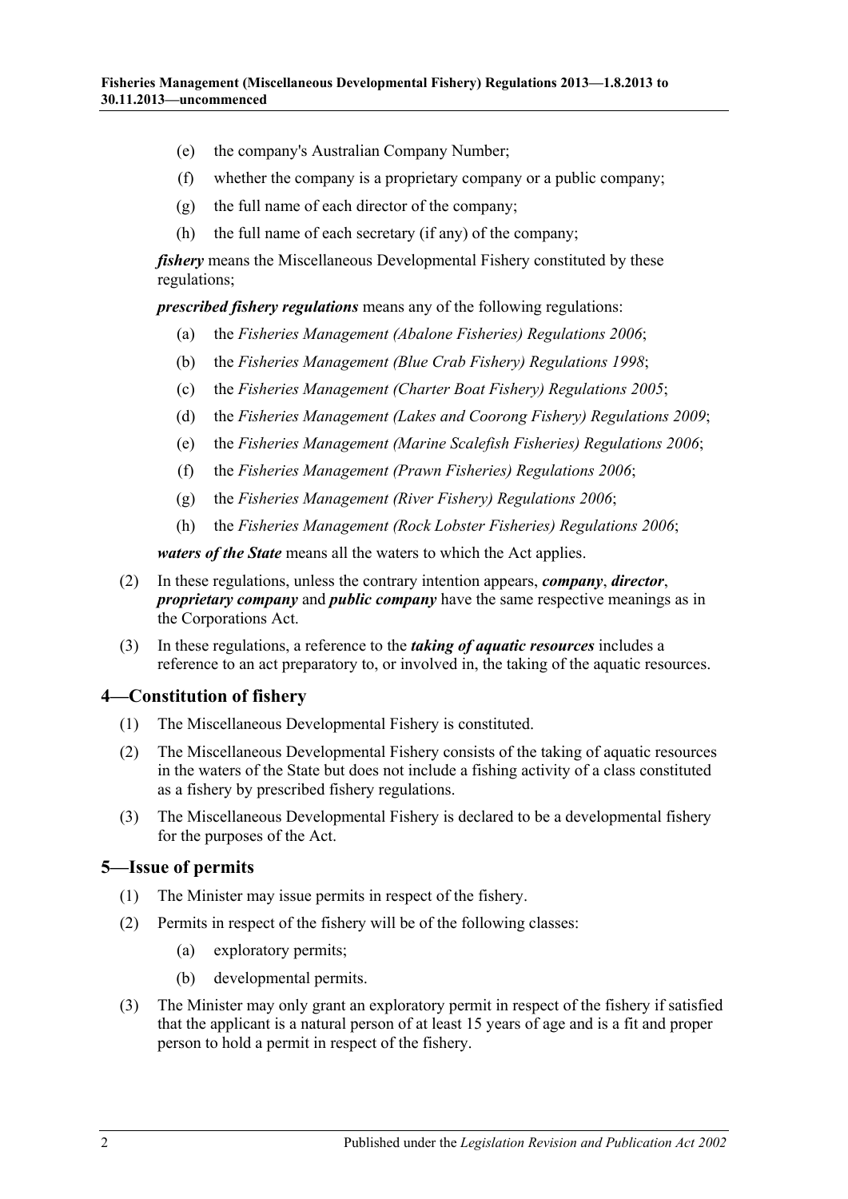(e) the company's Australian Company Number;

(f) whether the company is a proprietary company or a public company;

(g) the full name of each director of the company;

(h) the full name of each secretary (if any) of the company;

***fishery*** means the Miscellaneous Developmental Fishery constituted by these regulations;

***prescribed fishery regulations*** means any of the following regulations:

(a) the *Fisheries Management (Abalone Fisheries) Regulations 2006*;

(b) the *Fisheries Management (Blue Crab Fishery) Regulations 1998*;

(c) the *Fisheries Management (Charter Boat Fishery) Regulations 2005*;

(d) the *Fisheries Management (Lakes and Coorong Fishery) Regulations 2009*;

(e) the *Fisheries Management (Marine Scalefish Fisheries) Regulations 2006*;

(f) the *Fisheries Management (Prawn Fisheries) Regulations 2006*;

(g) the *Fisheries Management (River Fishery) Regulations 2006*;

(h) the *Fisheries Management (Rock Lobster Fisheries) Regulations 2006*;

***waters of the State*** means all the waters to which the Act applies.

(2) In these regulations, unless the contrary intention appears, ***company***, ***director***, ***proprietary company*** and ***public company*** have the same respective meanings as in the Corporations Act.

(3) In these regulations, a reference to the ***taking of aquatic resources*** includes a reference to an act preparatory to, or involved in, the taking of the aquatic resources.

## 4—Constitution of fishery

(1) The Miscellaneous Developmental Fishery is constituted.

(2) The Miscellaneous Developmental Fishery consists of the taking of aquatic resources in the waters of the State but does not include a fishing activity of a class constituted as a fishery by prescribed fishery regulations.

(3) The Miscellaneous Developmental Fishery is declared to be a developmental fishery for the purposes of the Act.

## 5—Issue of permits

(1) The Minister may issue permits in respect of the fishery.

(2) Permits in respect of the fishery will be of the following classes:

(a) exploratory permits;

(b) developmental permits.

(3) The Minister may only grant an exploratory permit in respect of the fishery if satisfied that the applicant is a natural person of at least 15 years of age and is a fit and proper person to hold a permit in respect of the fishery.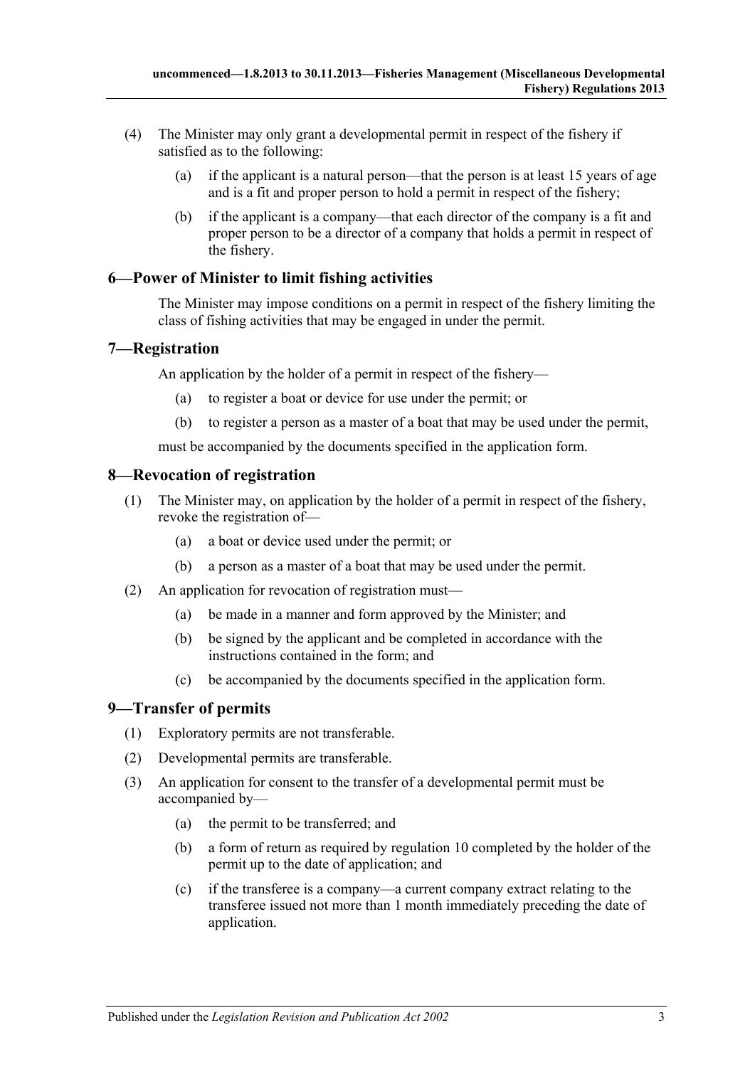(4) The Minister may only grant a developmental permit in respect of the fishery if satisfied as to the following:

    (a) if the applicant is a natural person—that the person is at least 15 years of age and is a fit and proper person to hold a permit in respect of the fishery;

    (b) if the applicant is a company—that each director of the company is a fit and proper person to be a director of a company that holds a permit in respect of the fishery.

## 6—Power of Minister to limit fishing activities

The Minister may impose conditions on a permit in respect of the fishery limiting the class of fishing activities that may be engaged in under the permit.

## 7—Registration

An application by the holder of a permit in respect of the fishery—

(a) to register a boat or device for use under the permit; or

(b) to register a person as a master of a boat that may be used under the permit,

must be accompanied by the documents specified in the application form.

## 8—Revocation of registration

(1) The Minister may, on application by the holder of a permit in respect of the fishery, revoke the registration of—

    (a) a boat or device used under the permit; or

    (b) a person as a master of a boat that may be used under the permit.

(2) An application for revocation of registration must—

    (a) be made in a manner and form approved by the Minister; and

    (b) be signed by the applicant and be completed in accordance with the instructions contained in the form; and

    (c) be accompanied by the documents specified in the application form.

## 9—Transfer of permits

(1) Exploratory permits are not transferable.

(2) Developmental permits are transferable.

(3) An application for consent to the transfer of a developmental permit must be accompanied by—

    (a) the permit to be transferred; and

    (b) a form of return as required by regulation 10 completed by the holder of the permit up to the date of application; and

    (c) if the transferee is a company—a current company extract relating to the transferee issued not more than 1 month immediately preceding the date of application.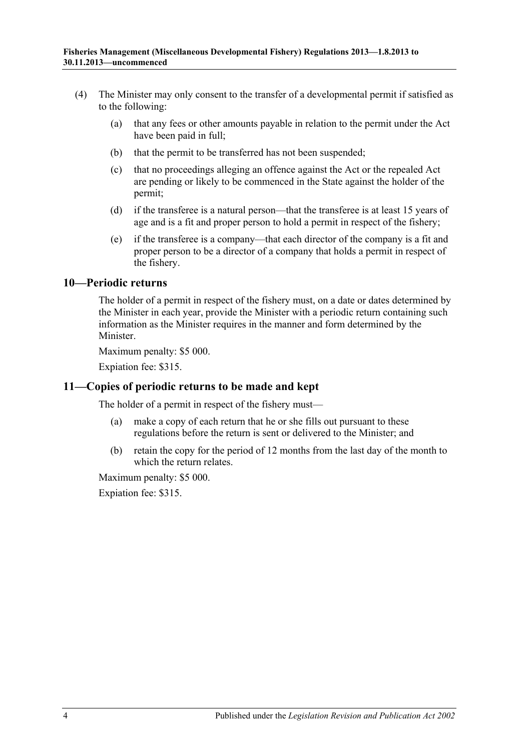(4) The Minister may only consent to the transfer of a developmental permit if satisfied as to the following:

(a) that any fees or other amounts payable in relation to the permit under the Act have been paid in full;

(b) that the permit to be transferred has not been suspended;

(c) that no proceedings alleging an offence against the Act or the repealed Act are pending or likely to be commenced in the State against the holder of the permit;

(d) if the transferee is a natural person—that the transferee is at least 15 years of age and is a fit and proper person to hold a permit in respect of the fishery;

(e) if the transferee is a company—that each director of the company is a fit and proper person to be a director of a company that holds a permit in respect of the fishery.

## 10—Periodic returns

The holder of a permit in respect of the fishery must, on a date or dates determined by the Minister in each year, provide the Minister with a periodic return containing such information as the Minister requires in the manner and form determined by the Minister.

Maximum penalty: $5 000.

Expiation fee: $315.

## 11—Copies of periodic returns to be made and kept

The holder of a permit in respect of the fishery must—

(a) make a copy of each return that he or she fills out pursuant to these regulations before the return is sent or delivered to the Minister; and

(b) retain the copy for the period of 12 months from the last day of the month to which the return relates.

Maximum penalty: $5 000.

Expiation fee: $315.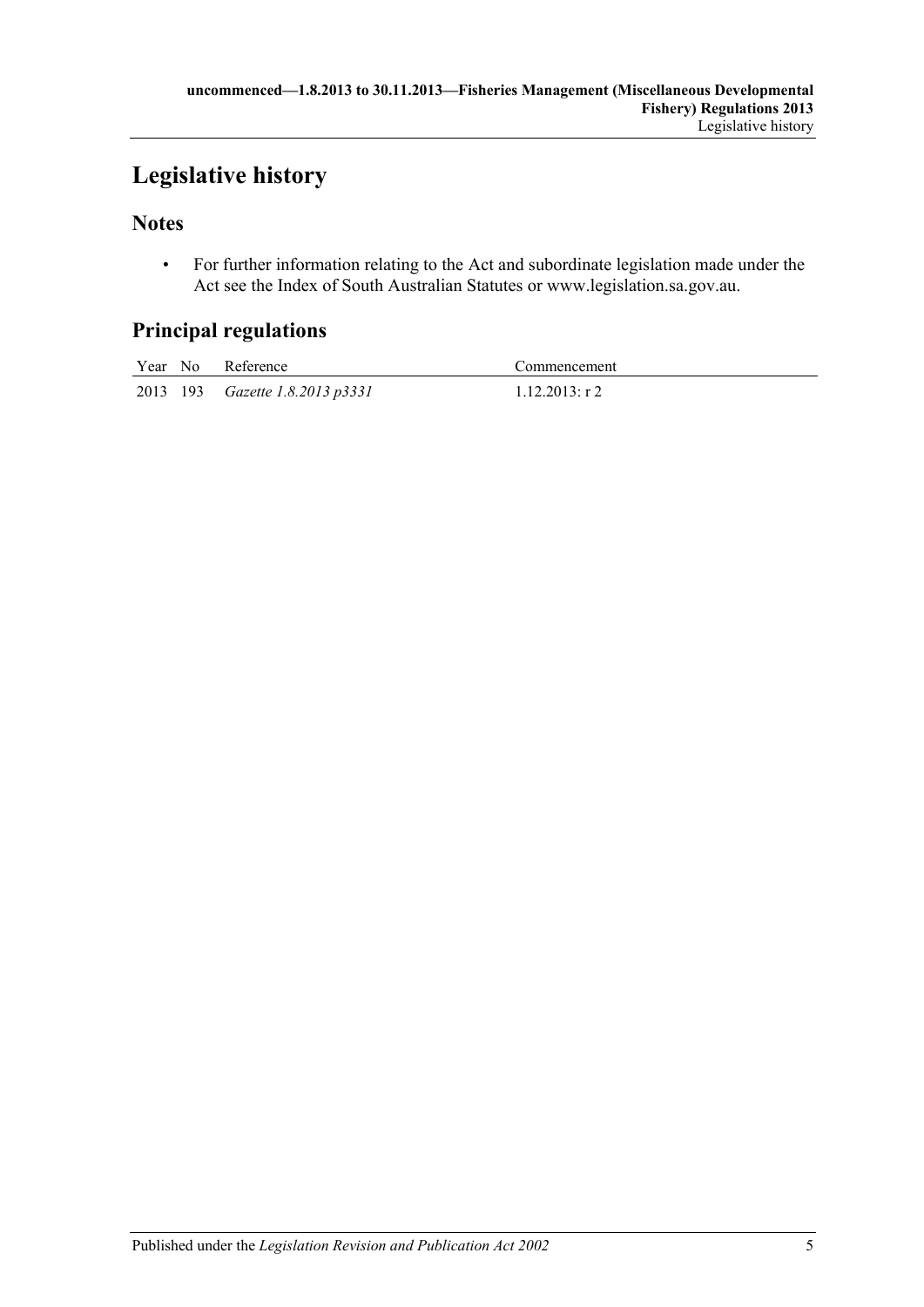# Legislative history

## Notes

- For further information relating to the Act and subordinate legislation made under the Act see the Index of South Australian Statutes or www.legislation.sa.gov.au.

## Principal regulations

| Year | No | Reference | Commencement |
|---|---|---|---|
| 2013 | 193 | *Gazette 1.8.2013 p3331* | 1.12.2013: r 2 |